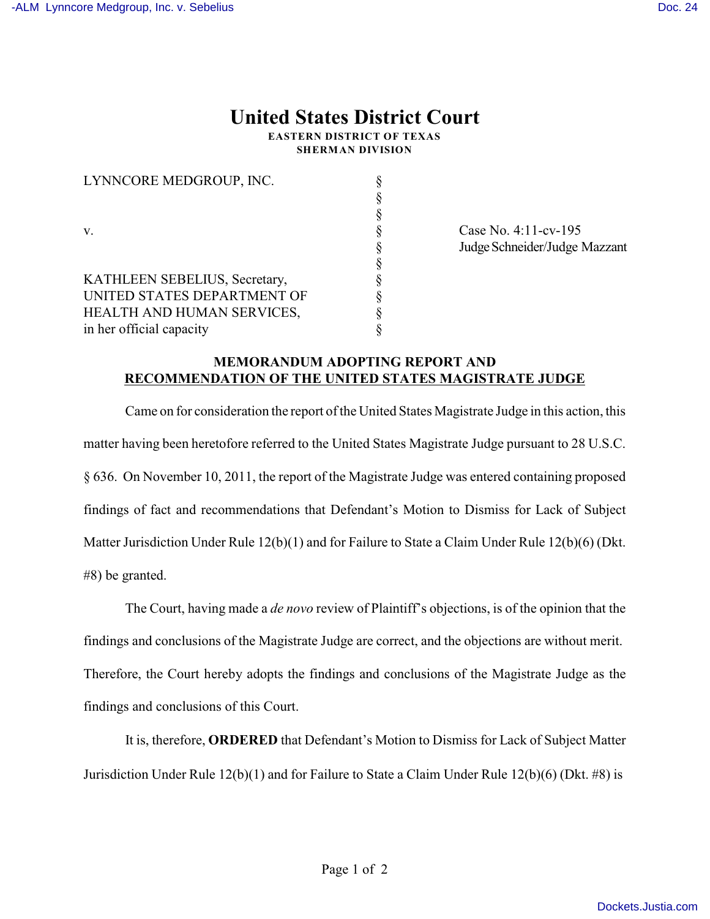# United States District Court

**EASTERN DISTRICT OF TEXAS**
**SHERMAN DIVISION**

| | | |
|---|---|---|
| LYNNCORE MEDGROUP, INC. | § | |
| | § | |
| | § | |
| v. | § | Case No. 4:11-cv-195 |
| | § | Judge Schneider/Judge Mazzant |
| | § | |
| KATHLEEN SEBELIUS, Secretary, UNITED STATES DEPARTMENT OF HEALTH AND HUMAN SERVICES, in her official capacity | § | |

**MEMORANDUM ADOPTING REPORT AND RECOMMENDATION OF THE UNITED STATES MAGISTRATE JUDGE**

Came on for consideration the report of the United States Magistrate Judge in this action, this matter having been heretofore referred to the United States Magistrate Judge pursuant to 28 U.S.C. § 636. On November 10, 2011, the report of the Magistrate Judge was entered containing proposed findings of fact and recommendations that Defendant's Motion to Dismiss for Lack of Subject Matter Jurisdiction Under Rule 12(b)(1) and for Failure to State a Claim Under Rule 12(b)(6) (Dkt. #8) be granted.

The Court, having made a *de novo* review of Plaintiff's objections, is of the opinion that the findings and conclusions of the Magistrate Judge are correct, and the objections are without merit. Therefore, the Court hereby adopts the findings and conclusions of the Magistrate Judge as the findings and conclusions of this Court.

It is, therefore, **ORDERED** that Defendant's Motion to Dismiss for Lack of Subject Matter Jurisdiction Under Rule 12(b)(1) and for Failure to State a Claim Under Rule 12(b)(6) (Dkt. #8) is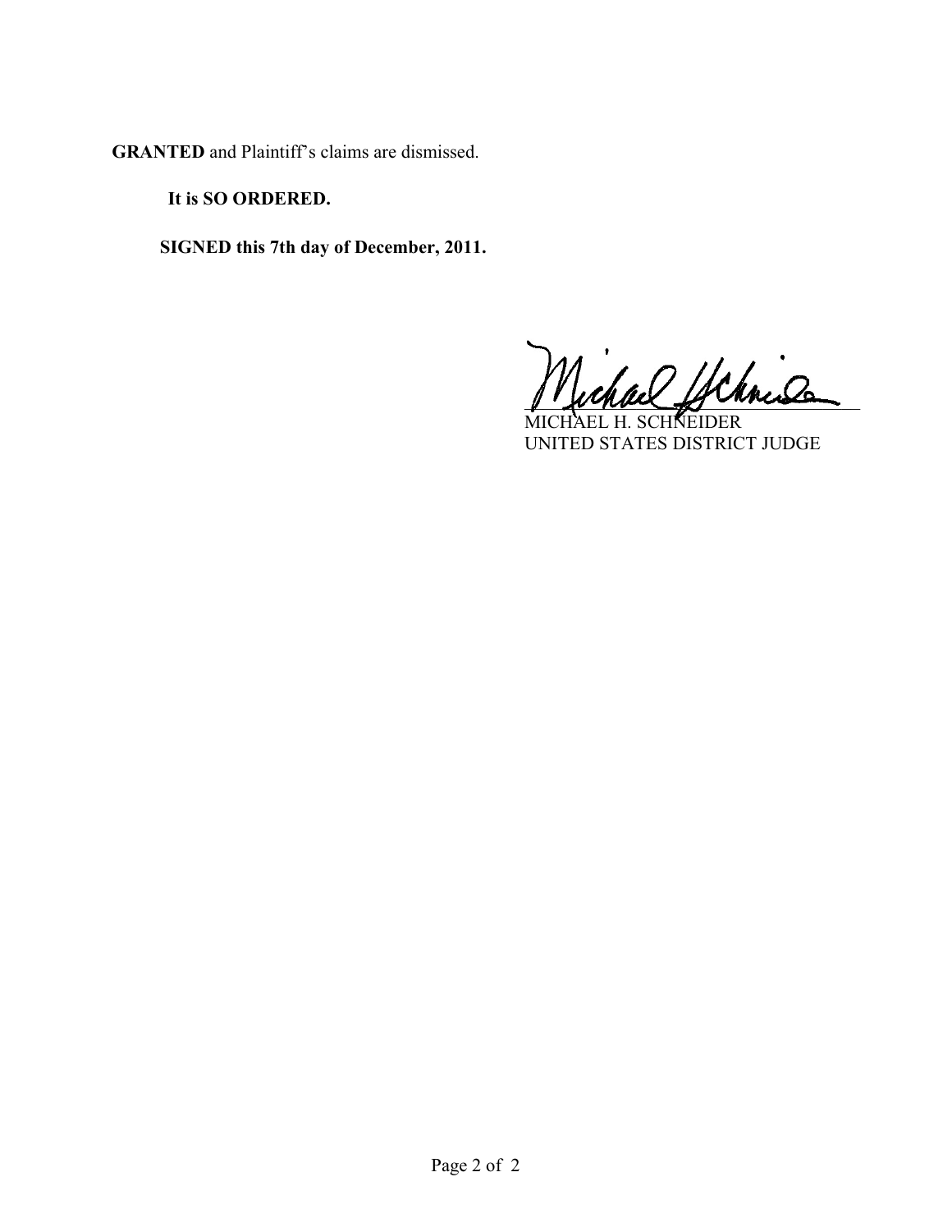**GRANTED** and Plaintiff's claims are dismissed.

**It is SO ORDERED.**

**SIGNED this 7th day of December, 2011.**

MICHAEL H. SCHNEIDER
UNITED STATES DISTRICT JUDGE